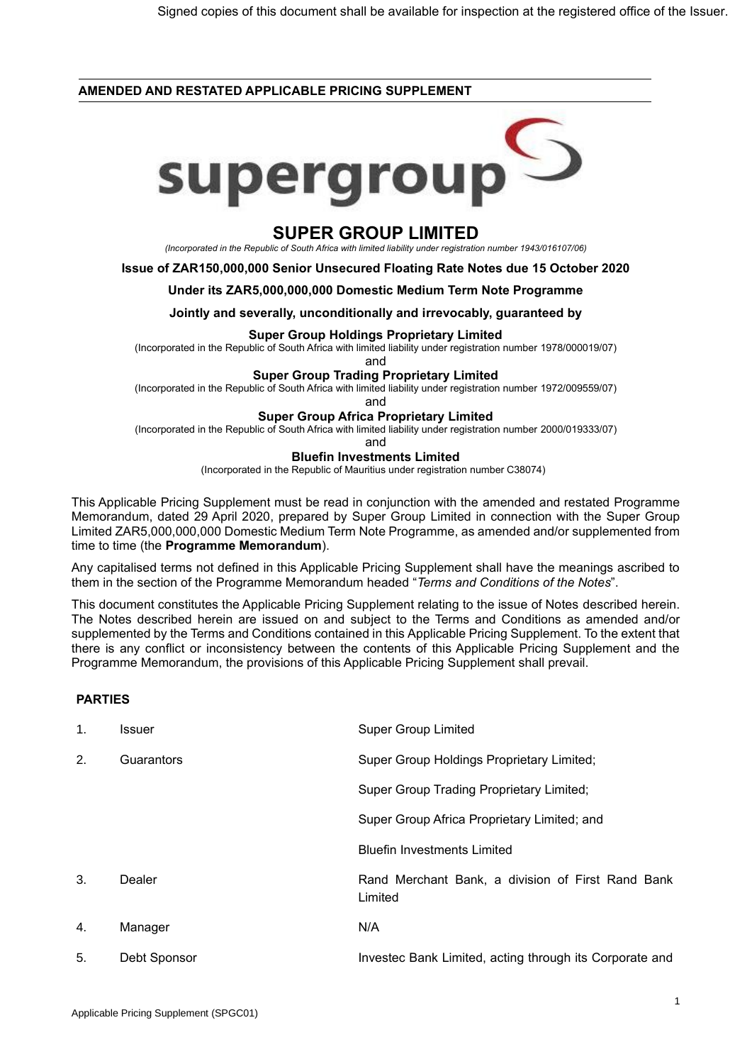Signed copies of this document shall be available for inspection at the registered office of the Issuer.

**AMENDED AND RESTATED APPLICABLE PRICING SUPPLEMENT**

# SUPER GROUP LIMITED

*(Incorporated in the Republic of South Africa with limited liability under registration number 1943/016107/06)*

**Issue of ZAR150,000,000 Senior Unsecured Floating Rate Notes due 15 October 2020**

**Under its ZAR5,000,000,000 Domestic Medium Term Note Programme**

**Jointly and severally, unconditionally and irrevocably, guaranteed by**

**Super Group Holdings Proprietary Limited**

(Incorporated in the Republic of South Africa with limited liability under registration number 1978/000019/07)

and

**Super Group Trading Proprietary Limited**

(Incorporated in the Republic of South Africa with limited liability under registration number 1972/009559/07)

and

**Super Group Africa Proprietary Limited**

(Incorporated in the Republic of South Africa with limited liability under registration number 2000/019333/07)

and

**Bluefin Investments Limited**

(Incorporated in the Republic of Mauritius under registration number C38074)

This Applicable Pricing Supplement must be read in conjunction with the amended and restated Programme Memorandum, dated 29 April 2020, prepared by Super Group Limited in connection with the Super Group Limited ZAR5,000,000,000 Domestic Medium Term Note Programme, as amended and/or supplemented from time to time (the **Programme Memorandum**).

Any capitalised terms not defined in this Applicable Pricing Supplement shall have the meanings ascribed to them in the section of the Programme Memorandum headed "*Terms and Conditions of the Notes*".

This document constitutes the Applicable Pricing Supplement relating to the issue of Notes described herein. The Notes described herein are issued on and subject to the Terms and Conditions as amended and/or supplemented by the Terms and Conditions contained in this Applicable Pricing Supplement. To the extent that there is any conflict or inconsistency between the contents of this Applicable Pricing Supplement and the Programme Memorandum, the provisions of this Applicable Pricing Supplement shall prevail.

## PARTIES

| | | |
|---|---|---|
| 1. | Issuer | Super Group Limited |
| 2. | Guarantors | Super Group Holdings Proprietary Limited;<br>Super Group Trading Proprietary Limited;<br>Super Group Africa Proprietary Limited; and<br>Bluefin Investments Limited |
| 3. | Dealer | Rand Merchant Bank, a division of First Rand Bank Limited |
| 4. | Manager | N/A |
| 5. | Debt Sponsor | Investec Bank Limited, acting through its Corporate and |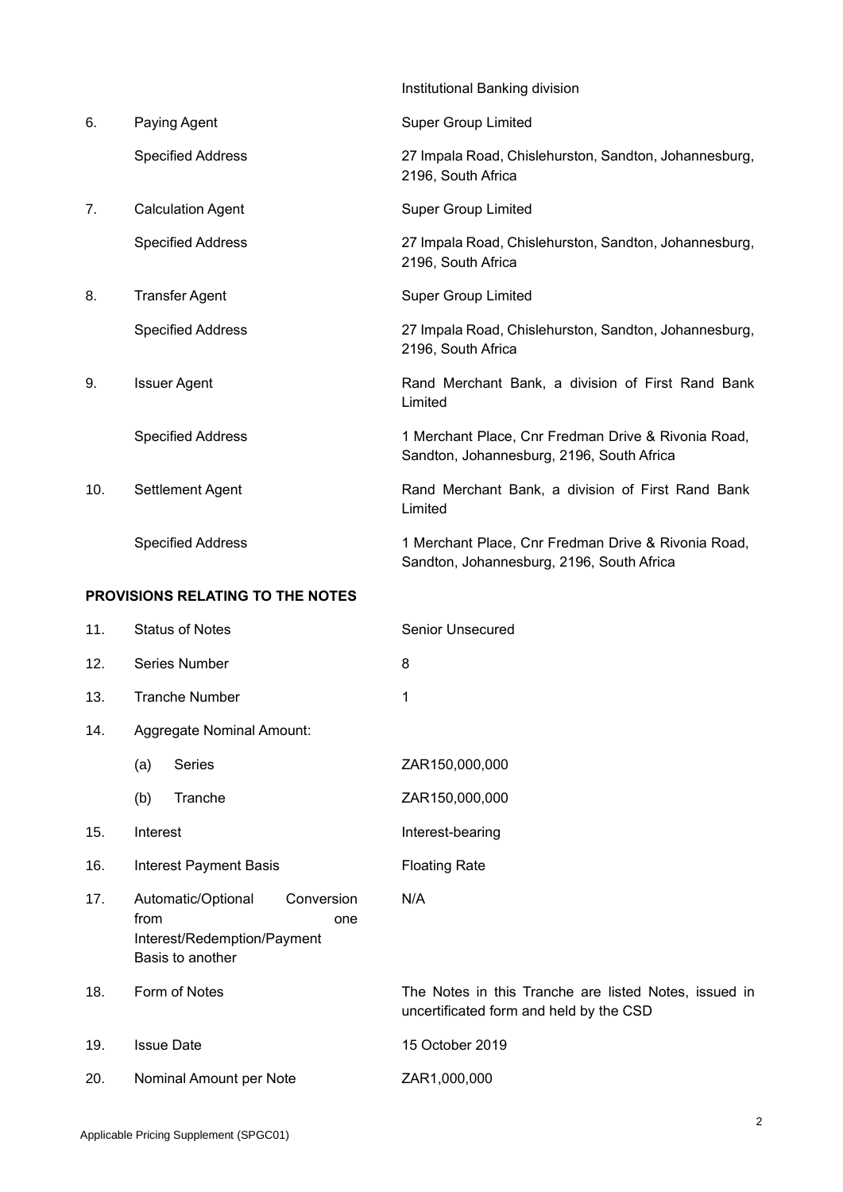| | | |
|---|---|---|
| | | Institutional Banking division |
| 6. | Paying Agent | Super Group Limited |
| | Specified Address | 27 Impala Road, Chislehurston, Sandton, Johannesburg, 2196, South Africa |
| 7. | Calculation Agent | Super Group Limited |
| | Specified Address | 27 Impala Road, Chislehurston, Sandton, Johannesburg, 2196, South Africa |
| 8. | Transfer Agent | Super Group Limited |
| | Specified Address | 27 Impala Road, Chislehurston, Sandton, Johannesburg, 2196, South Africa |
| 9. | Issuer Agent | Rand Merchant Bank, a division of First Rand Bank Limited |
| | Specified Address | 1 Merchant Place, Cnr Fredman Drive & Rivonia Road, Sandton, Johannesburg, 2196, South Africa |
| 10. | Settlement Agent | Rand Merchant Bank, a division of First Rand Bank Limited |
| | Specified Address | 1 Merchant Place, Cnr Fredman Drive & Rivonia Road, Sandton, Johannesburg, 2196, South Africa |

**PROVISIONS RELATING TO THE NOTES**

| | | |
|---|---|---|
| 11. | Status of Notes | Senior Unsecured |
| 12. | Series Number | 8 |
| 13. | Tranche Number | 1 |
| 14. | Aggregate Nominal Amount: | |
| | (a) Series | ZAR150,000,000 |
| | (b) Tranche | ZAR150,000,000 |
| 15. | Interest | Interest-bearing |
| 16. | Interest Payment Basis | Floating Rate |
| 17. | Automatic/Optional Conversion from one Interest/Redemption/Payment Basis to another | N/A |
| 18. | Form of Notes | The Notes in this Tranche are listed Notes, issued in uncertificated form and held by the CSD |
| 19. | Issue Date | 15 October 2019 |
| 20. | Nominal Amount per Note | ZAR1,000,000 |

Applicable Pricing Supplement (SPGC01)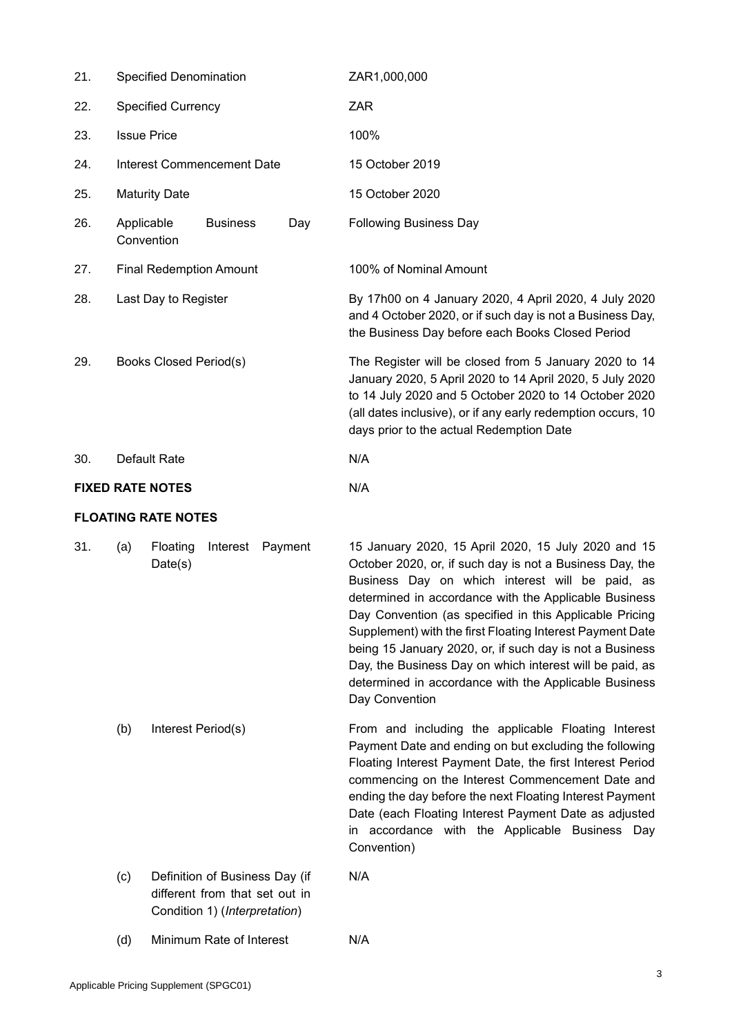| | | |
|---|---|---|
| 21. | Specified Denomination | ZAR1,000,000 |
| 22. | Specified Currency | ZAR |
| 23. | Issue Price | 100% |
| 24. | Interest Commencement Date | 15 October 2019 |
| 25. | Maturity Date | 15 October 2020 |
| 26. | Applicable Business Day Convention | Following Business Day |
| 27. | Final Redemption Amount | 100% of Nominal Amount |
| 28. | Last Day to Register | By 17h00 on 4 January 2020, 4 April 2020, 4 July 2020 and 4 October 2020, or if such day is not a Business Day, the Business Day before each Books Closed Period |
| 29. | Books Closed Period(s) | The Register will be closed from 5 January 2020 to 14 January 2020, 5 April 2020 to 14 April 2020, 5 July 2020 to 14 July 2020 and 5 October 2020 to 14 October 2020 (all dates inclusive), or if any early redemption occurs, 10 days prior to the actual Redemption Date |
| 30. | Default Rate | N/A |

**FIXED RATE NOTES** N/A

**FLOATING RATE NOTES**

| | | | |
|---|---|---|---|
| 31. | (a) | Floating Interest Payment Date(s) | 15 January 2020, 15 April 2020, 15 July 2020 and 15 October 2020, or, if such day is not a Business Day, the Business Day on which interest will be paid, as determined in accordance with the Applicable Business Day Convention (as specified in this Applicable Pricing Supplement) with the first Floating Interest Payment Date being 15 January 2020, or, if such day is not a Business Day, the Business Day on which interest will be paid, as determined in accordance with the Applicable Business Day Convention |
| | (b) | Interest Period(s) | From and including the applicable Floating Interest Payment Date and ending on but excluding the following Floating Interest Payment Date, the first Interest Period commencing on the Interest Commencement Date and ending the day before the next Floating Interest Payment Date (each Floating Interest Payment Date as adjusted in accordance with the Applicable Business Day Convention) |
| | (c) | Definition of Business Day (if different from that set out in Condition 1) (*Interpretation*) | N/A |
| | (d) | Minimum Rate of Interest | N/A |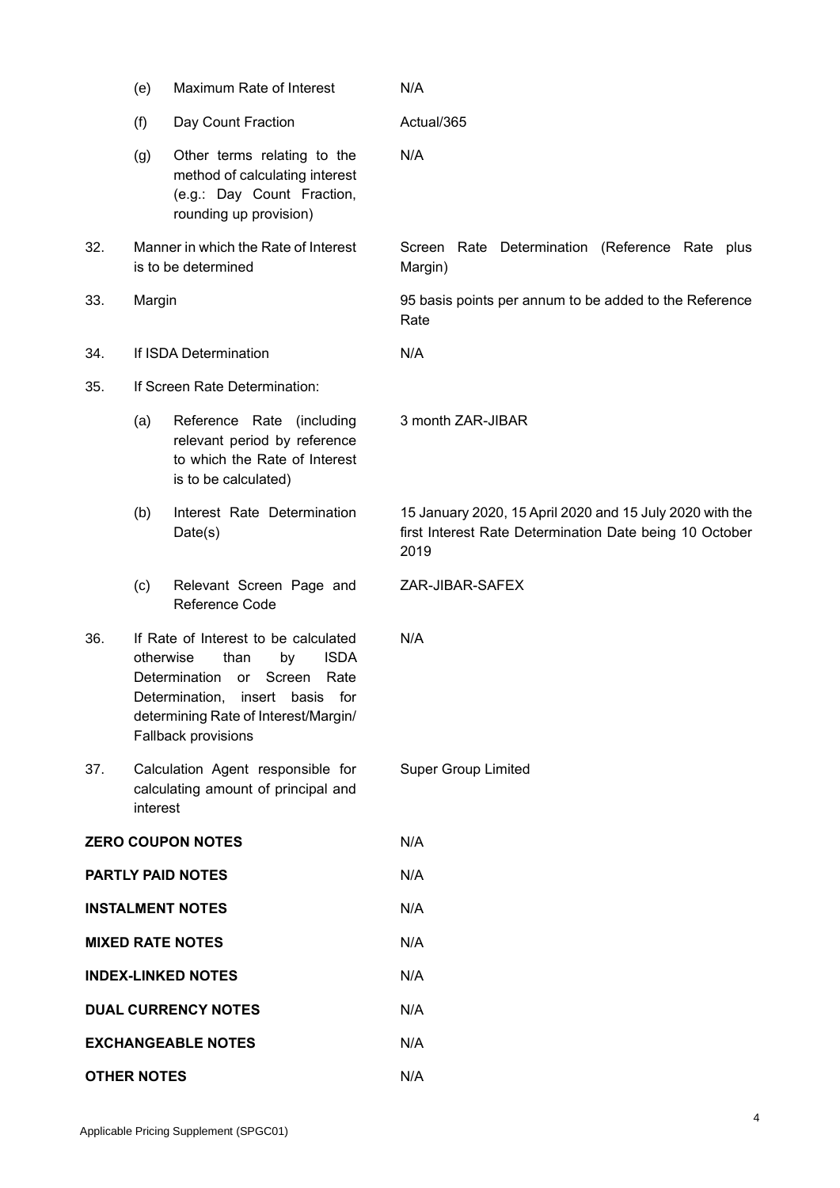| | | |
|---|---|---|
| (e) | Maximum Rate of Interest | N/A |
| (f) | Day Count Fraction | Actual/365 |
| (g) | Other terms relating to the method of calculating interest (e.g.: Day Count Fraction, rounding up provision) | N/A |
| 32. | Manner in which the Rate of Interest is to be determined | Screen Rate Determination (Reference Rate plus Margin) |
| 33. | Margin | 95 basis points per annum to be added to the Reference Rate |
| 34. | If ISDA Determination | N/A |
| 35. | If Screen Rate Determination: | |
| (a) | Reference Rate (including relevant period by reference to which the Rate of Interest is to be calculated) | 3 month ZAR-JIBAR |
| (b) | Interest Rate Determination Date(s) | 15 January 2020, 15 April 2020 and 15 July 2020 with the first Interest Rate Determination Date being 10 October 2019 |
| (c) | Relevant Screen Page and Reference Code | ZAR-JIBAR-SAFEX |
| 36. | If Rate of Interest to be calculated otherwise than by ISDA Determination or Screen Rate Determination, insert basis for determining Rate of Interest/Margin/ Fallback provisions | N/A |
| 37. | Calculation Agent responsible for calculating amount of principal and interest | Super Group Limited |

| | |
|---|---|
| **ZERO COUPON NOTES** | N/A |
| **PARTLY PAID NOTES** | N/A |
| **INSTALMENT NOTES** | N/A |
| **MIXED RATE NOTES** | N/A |
| **INDEX-LINKED NOTES** | N/A |
| **DUAL CURRENCY NOTES** | N/A |
| **EXCHANGEABLE NOTES** | N/A |
| **OTHER NOTES** | N/A |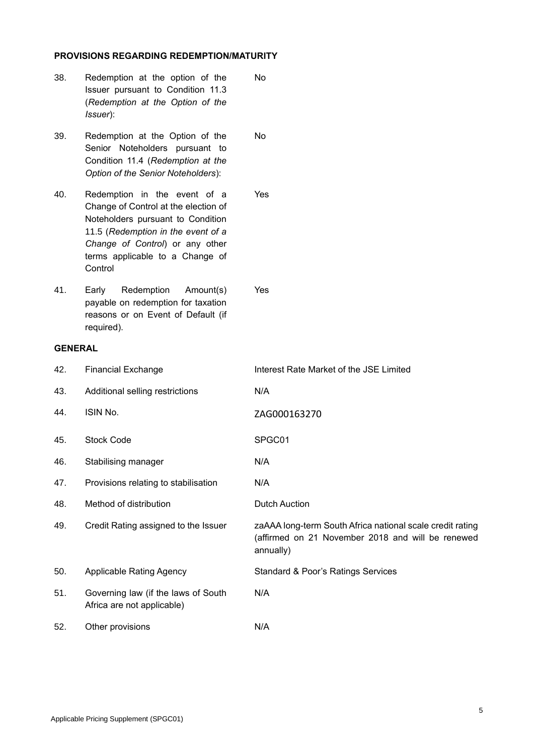**PROVISIONS REGARDING REDEMPTION/MATURITY**

| | | |
|---|---|---|
| 38. | Redemption at the option of the Issuer pursuant to Condition 11.3 (*Redemption at the Option of the Issuer*): | No |
| 39. | Redemption at the Option of the Senior Noteholders pursuant to Condition 11.4 (*Redemption at the Option of the Senior Noteholders*): | No |
| 40. | Redemption in the event of a Change of Control at the election of Noteholders pursuant to Condition 11.5 (*Redemption in the event of a Change of Control*) or any other terms applicable to a Change of Control | Yes |
| 41. | Early Redemption Amount(s) payable on redemption for taxation reasons or on Event of Default (if required). | Yes |

**GENERAL**

| | | |
|---|---|---|
| 42. | Financial Exchange | Interest Rate Market of the JSE Limited |
| 43. | Additional selling restrictions | N/A |
| 44. | ISIN No. | ZAG000163270 |
| 45. | Stock Code | SPGC01 |
| 46. | Stabilising manager | N/A |
| 47. | Provisions relating to stabilisation | N/A |
| 48. | Method of distribution | Dutch Auction |
| 49. | Credit Rating assigned to the Issuer | zaAAA long-term South Africa national scale credit rating (affirmed on 21 November 2018 and will be renewed annually) |
| 50. | Applicable Rating Agency | Standard & Poor's Ratings Services |
| 51. | Governing law (if the laws of South Africa are not applicable) | N/A |
| 52. | Other provisions | N/A |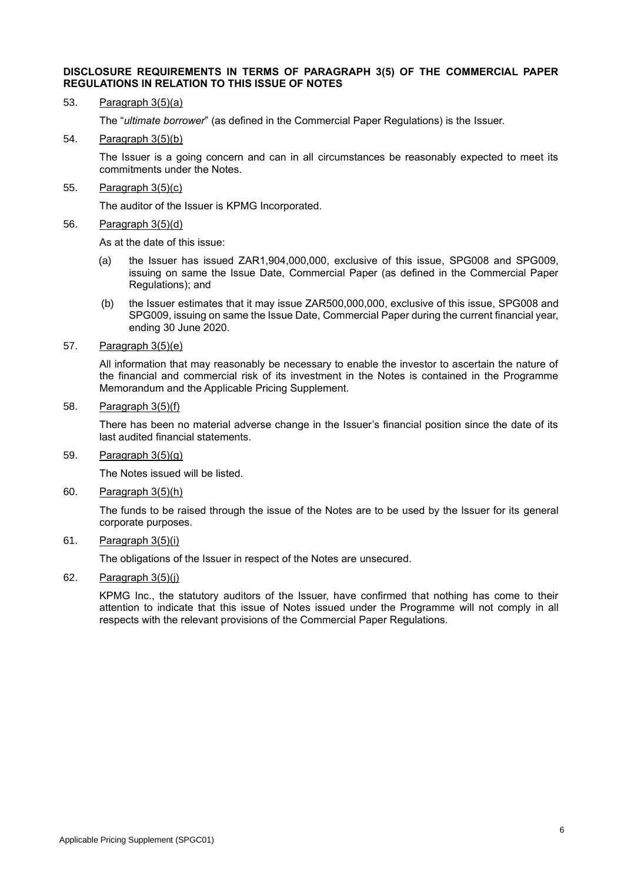**DISCLOSURE REQUIREMENTS IN TERMS OF PARAGRAPH 3(5) OF THE COMMERCIAL PAPER REGULATIONS IN RELATION TO THIS ISSUE OF NOTES**

53. Paragraph 3(5)(a)

    The "*ultimate borrower*" (as defined in the Commercial Paper Regulations) is the Issuer.

54. Paragraph 3(5)(b)

    The Issuer is a going concern and can in all circumstances be reasonably expected to meet its commitments under the Notes.

55. Paragraph 3(5)(c)

    The auditor of the Issuer is KPMG Incorporated.

56. Paragraph 3(5)(d)

    As at the date of this issue:

    (a) the Issuer has issued ZAR1,904,000,000, exclusive of this issue, SPG008 and SPG009, issuing on same the Issue Date, Commercial Paper (as defined in the Commercial Paper Regulations); and

    (b) the Issuer estimates that it may issue ZAR500,000,000, exclusive of this issue, SPG008 and SPG009, issuing on same the Issue Date, Commercial Paper during the current financial year, ending 30 June 2020.

57. Paragraph 3(5)(e)

    All information that may reasonably be necessary to enable the investor to ascertain the nature of the financial and commercial risk of its investment in the Notes is contained in the Programme Memorandum and the Applicable Pricing Supplement.

58. Paragraph 3(5)(f)

    There has been no material adverse change in the Issuer's financial position since the date of its last audited financial statements.

59. Paragraph 3(5)(g)

    The Notes issued will be listed.

60. Paragraph 3(5)(h)

    The funds to be raised through the issue of the Notes are to be used by the Issuer for its general corporate purposes.

61. Paragraph 3(5)(i)

    The obligations of the Issuer in respect of the Notes are unsecured.

62. Paragraph 3(5)(j)

    KPMG Inc., the statutory auditors of the Issuer, have confirmed that nothing has come to their attention to indicate that this issue of Notes issued under the Programme will not comply in all respects with the relevant provisions of the Commercial Paper Regulations.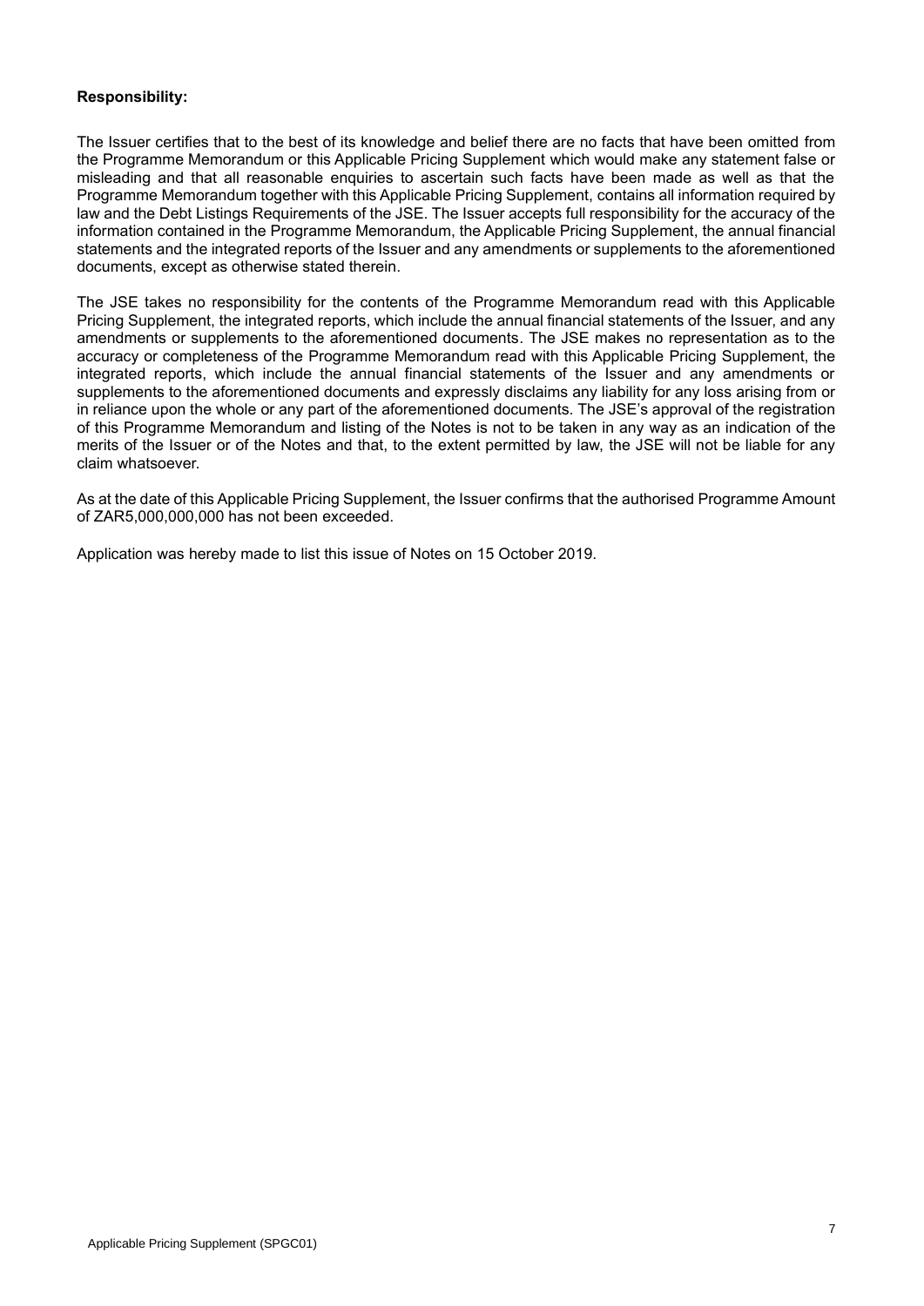**Responsibility:**

The Issuer certifies that to the best of its knowledge and belief there are no facts that have been omitted from the Programme Memorandum or this Applicable Pricing Supplement which would make any statement false or misleading and that all reasonable enquiries to ascertain such facts have been made as well as that the Programme Memorandum together with this Applicable Pricing Supplement, contains all information required by law and the Debt Listings Requirements of the JSE. The Issuer accepts full responsibility for the accuracy of the information contained in the Programme Memorandum, the Applicable Pricing Supplement, the annual financial statements and the integrated reports of the Issuer and any amendments or supplements to the aforementioned documents, except as otherwise stated therein.

The JSE takes no responsibility for the contents of the Programme Memorandum read with this Applicable Pricing Supplement, the integrated reports, which include the annual financial statements of the Issuer, and any amendments or supplements to the aforementioned documents. The JSE makes no representation as to the accuracy or completeness of the Programme Memorandum read with this Applicable Pricing Supplement, the integrated reports, which include the annual financial statements of the Issuer and any amendments or supplements to the aforementioned documents and expressly disclaims any liability for any loss arising from or in reliance upon the whole or any part of the aforementioned documents. The JSE's approval of the registration of this Programme Memorandum and listing of the Notes is not to be taken in any way as an indication of the merits of the Issuer or of the Notes and that, to the extent permitted by law, the JSE will not be liable for any claim whatsoever.

As at the date of this Applicable Pricing Supplement, the Issuer confirms that the authorised Programme Amount of ZAR5,000,000,000 has not been exceeded.

Application was hereby made to list this issue of Notes on 15 October 2019.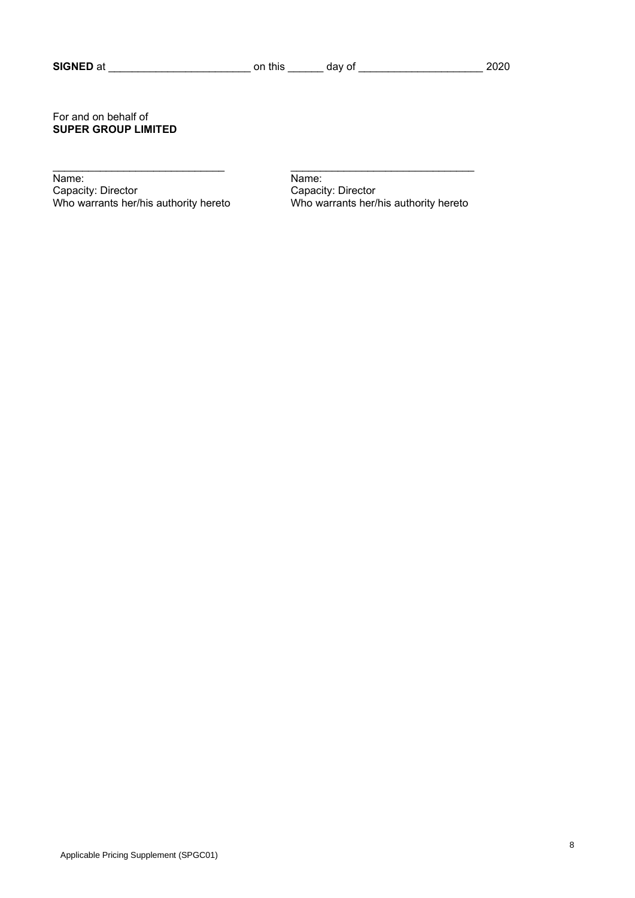**SIGNED** at ________________________ on this ______ day of _____________________ 2020

For and on behalf of
**SUPER GROUP LIMITED**

| | |
|---|---|
| ______________________________ | ________________________________ |
| Name: | Name: |
| Capacity: Director | Capacity: Director |
| Who warrants her/his authority hereto | Who warrants her/his authority hereto |

Applicable Pricing Supplement (SPGC01)